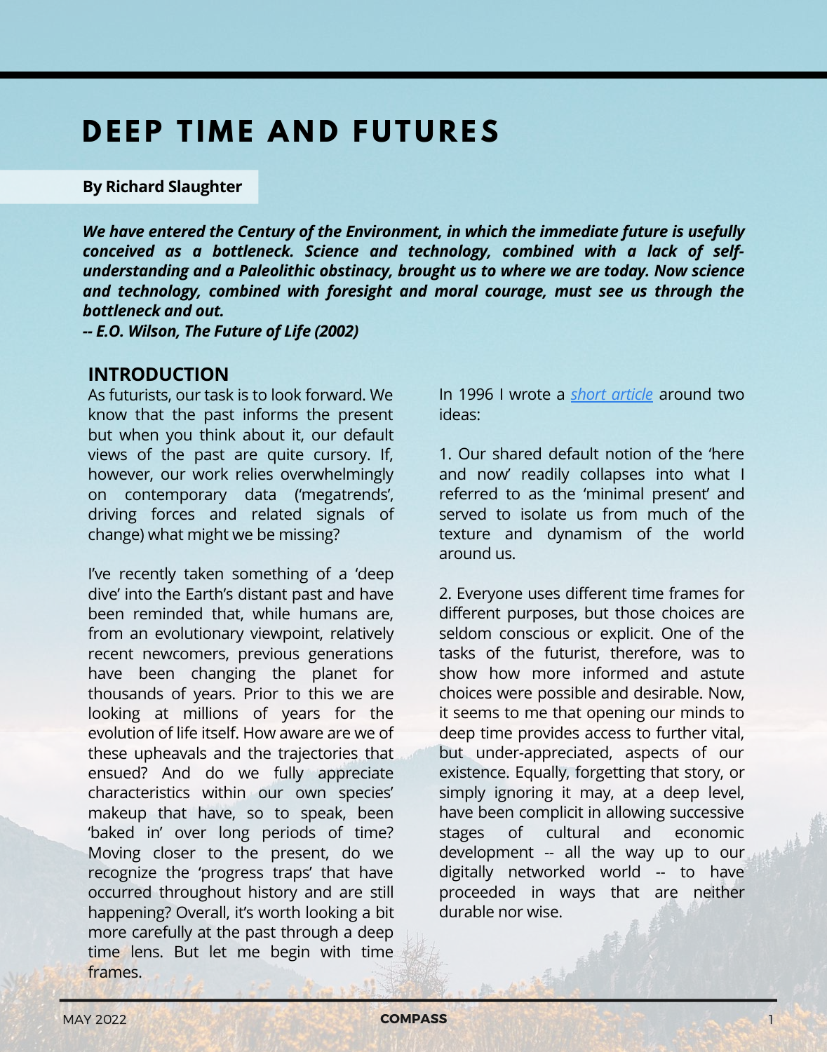# DEEP TIME AND FUTURES

**By Richard Slaughter**

***We have entered the Century of the Environment, in which the immediate future is usefully conceived as a bottleneck. Science and technology, combined with a lack of self-understanding and a Paleolithic obstinacy, brought us to where we are today. Now science and technology, combined with foresight and moral courage, must see us through the bottleneck and out.***
***-- E.O. Wilson, The Future of Life (2002)***

## INTRODUCTION

As futurists, our task is to look forward. We know that the past informs the present but when you think about it, our default views of the past are quite cursory. If, however, our work relies overwhelmingly on contemporary data ('megatrends', driving forces and related signals of change) what might we be missing?

I've recently taken something of a 'deep dive' into the Earth's distant past and have been reminded that, while humans are, from an evolutionary viewpoint, relatively recent newcomers, previous generations have been changing the planet for thousands of years. Prior to this we are looking at millions of years for the evolution of life itself. How aware are we of these upheavals and the trajectories that ensued? And do we fully appreciate characteristics within our own species' makeup that have, so to speak, been 'baked in' over long periods of time? Moving closer to the present, do we recognize the 'progress traps' that have occurred throughout history and are still happening? Overall, it's worth looking a bit more carefully at the past through a deep time lens. But let me begin with time frames.

In 1996 I wrote a *short article* around two ideas:

1. Our shared default notion of the 'here and now' readily collapses into what I referred to as the 'minimal present' and served to isolate us from much of the texture and dynamism of the world around us.

2. Everyone uses different time frames for different purposes, but those choices are seldom conscious or explicit. One of the tasks of the futurist, therefore, was to show how more informed and astute choices were possible and desirable. Now, it seems to me that opening our minds to deep time provides access to further vital, but under-appreciated, aspects of our existence. Equally, forgetting that story, or simply ignoring it may, at a deep level, have been complicit in allowing successive stages of cultural and economic development -- all the way up to our digitally networked world -- to have proceeded in ways that are neither durable nor wise.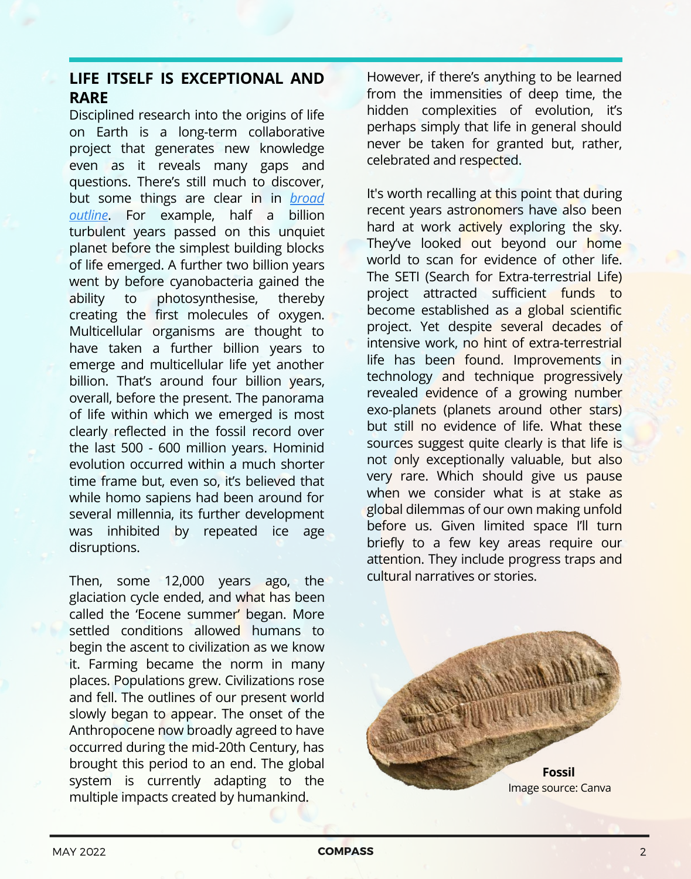## LIFE ITSELF IS EXCEPTIONAL AND RARE

Disciplined research into the origins of life on Earth is a long-term collaborative project that generates new knowledge even as it reveals many gaps and questions. There's still much to discover, but some things are clear in in *broad outline*. For example, half a billion turbulent years passed on this unquiet planet before the simplest building blocks of life emerged. A further two billion years went by before cyanobacteria gained the ability to photosynthesise, thereby creating the first molecules of oxygen. Multicellular organisms are thought to have taken a further billion years to emerge and multicellular life yet another billion. That's around four billion years, overall, before the present. The panorama of life within which we emerged is most clearly reflected in the fossil record over the last 500 - 600 million years. Hominid evolution occurred within a much shorter time frame but, even so, it's believed that while homo sapiens had been around for several millennia, its further development was inhibited by repeated ice age disruptions.

Then, some 12,000 years ago, the glaciation cycle ended, and what has been called the 'Eocene summer' began. More settled conditions allowed humans to begin the ascent to civilization as we know it. Farming became the norm in many places. Populations grew. Civilizations rose and fell. The outlines of our present world slowly began to appear. The onset of the Anthropocene now broadly agreed to have occurred during the mid-20th Century, has brought this period to an end. The global system is currently adapting to the multiple impacts created by humankind.

However, if there's anything to be learned from the immensities of deep time, the hidden complexities of evolution, it's perhaps simply that life in general should never be taken for granted but, rather, celebrated and respected.

It's worth recalling at this point that during recent years astronomers have also been hard at work actively exploring the sky. They've looked out beyond our home world to scan for evidence of other life. The SETI (Search for Extra-terrestrial Life) project attracted sufficient funds to become established as a global scientific project. Yet despite several decades of intensive work, no hint of extra-terrestrial life has been found. Improvements in technology and technique progressively revealed evidence of a growing number exo-planets (planets around other stars) but still no evidence of life. What these sources suggest quite clearly is that life is not only exceptionally valuable, but also very rare. Which should give us pause when we consider what is at stake as global dilemmas of our own making unfold before us. Given limited space I'll turn briefly to a few key areas require our attention. They include progress traps and cultural narratives or stories.

**Fossil**
Image source: Canva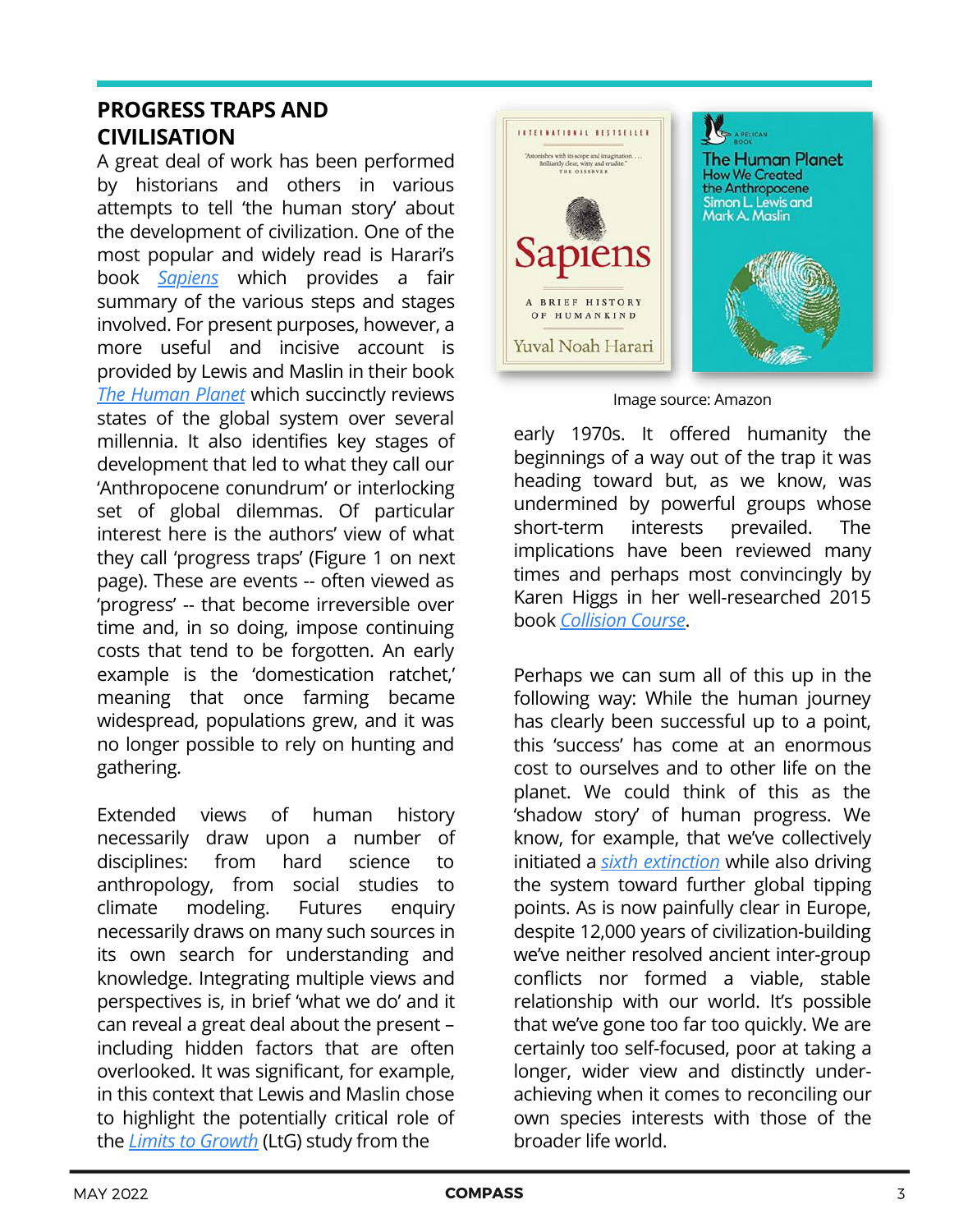## PROGRESS TRAPS AND CIVILISATION

A great deal of work has been performed by historians and others in various attempts to tell 'the human story' about the development of civilization. One of the most popular and widely read is Harari's book *Sapiens* which provides a fair summary of the various steps and stages involved. For present purposes, however, a more useful and incisive account is provided by Lewis and Maslin in their book *The Human Planet* which succinctly reviews states of the global system over several millennia. It also identifies key stages of development that led to what they call our 'Anthropocene conundrum' or interlocking set of global dilemmas. Of particular interest here is the authors' view of what they call 'progress traps' (Figure 1 on next page). These are events -- often viewed as 'progress' -- that become irreversible over time and, in so doing, impose continuing costs that tend to be forgotten. An early example is the 'domestication ratchet,' meaning that once farming became widespread, populations grew, and it was no longer possible to rely on hunting and gathering.

Extended views of human history necessarily draw upon a number of disciplines: from hard science to anthropology, from social studies to climate modeling. Futures enquiry necessarily draws on many such sources in its own search for understanding and knowledge. Integrating multiple views and perspectives is, in brief 'what we do' and it can reveal a great deal about the present – including hidden factors that are often overlooked. It was significant, for example, in this context that Lewis and Maslin chose to highlight the potentially critical role of the *Limits to Growth* (LtG) study from the early 1970s. It offered humanity the beginnings of a way out of the trap it was heading toward but, as we know, was undermined by powerful groups whose short-term interests prevailed. The implications have been reviewed many times and perhaps most convincingly by Karen Higgs in her well-researched 2015 book *Collision Course*.

Image source: Amazon

Perhaps we can sum all of this up in the following way: While the human journey has clearly been successful up to a point, this 'success' has come at an enormous cost to ourselves and to other life on the planet. We could think of this as the 'shadow story' of human progress. We know, for example, that we've collectively initiated a *sixth extinction* while also driving the system toward further global tipping points. As is now painfully clear in Europe, despite 12,000 years of civilization-building we've neither resolved ancient inter-group conflicts nor formed a viable, stable relationship with our world. It's possible that we've gone too far too quickly. We are certainly too self-focused, poor at taking a longer, wider view and distinctly under-achieving when it comes to reconciling our own species interests with those of the broader life world.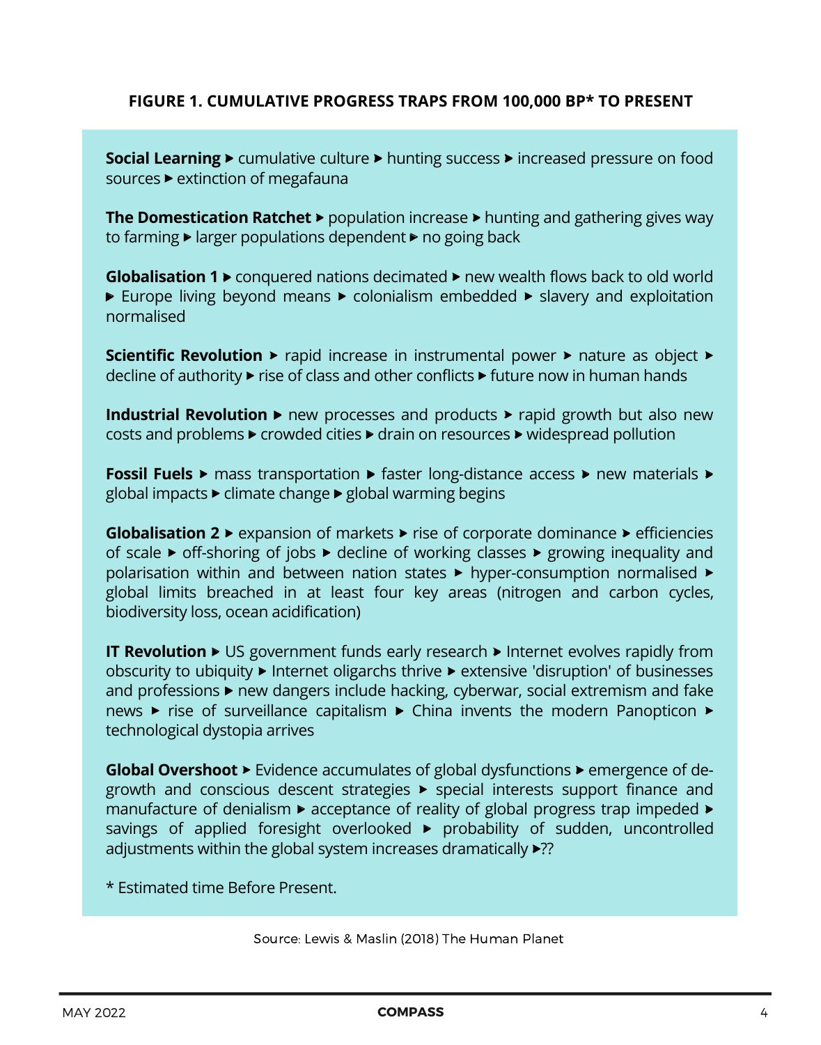**FIGURE 1. CUMULATIVE PROGRESS TRAPS FROM 100,000 BP* TO PRESENT**

**Social Learning** ▸ cumulative culture ▸ hunting success ▸ increased pressure on food sources ▸ extinction of megafauna

**The Domestication Ratchet** ▸ population increase ▸ hunting and gathering gives way to farming ▸ larger populations dependent ▸ no going back

**Globalisation 1** ▸ conquered nations decimated ▸ new wealth flows back to old world ▸ Europe living beyond means ▸ colonialism embedded ▸ slavery and exploitation normalised

**Scientific Revolution** ▸ rapid increase in instrumental power ▸ nature as object ▸ decline of authority ▸ rise of class and other conflicts ▸ future now in human hands

**Industrial Revolution** ▸ new processes and products ▸ rapid growth but also new costs and problems ▸ crowded cities ▸ drain on resources ▸ widespread pollution

**Fossil Fuels** ▸ mass transportation ▸ faster long-distance access ▸ new materials ▸ global impacts ▸ climate change ▸ global warming begins

**Globalisation 2** ▸ expansion of markets ▸ rise of corporate dominance ▸ efficiencies of scale ▸ off-shoring of jobs ▸ decline of working classes ▸ growing inequality and polarisation within and between nation states ▸ hyper-consumption normalised ▸ global limits breached in at least four key areas (nitrogen and carbon cycles, biodiversity loss, ocean acidification)

**IT Revolution** ▸ US government funds early research ▸ Internet evolves rapidly from obscurity to ubiquity ▸ Internet oligarchs thrive ▸ extensive 'disruption' of businesses and professions ▸ new dangers include hacking, cyberwar, social extremism and fake news ▸ rise of surveillance capitalism ▸ China invents the modern Panopticon ▸ technological dystopia arrives

**Global Overshoot** ▸ Evidence accumulates of global dysfunctions ▸ emergence of de-growth and conscious descent strategies ▸ special interests support finance and manufacture of denialism ▸ acceptance of reality of global progress trap impeded ▸ savings of applied foresight overlooked ▸ probability of sudden, uncontrolled adjustments within the global system increases dramatically ▸??

* Estimated time Before Present.

Source: Lewis & Maslin (2018) The Human Planet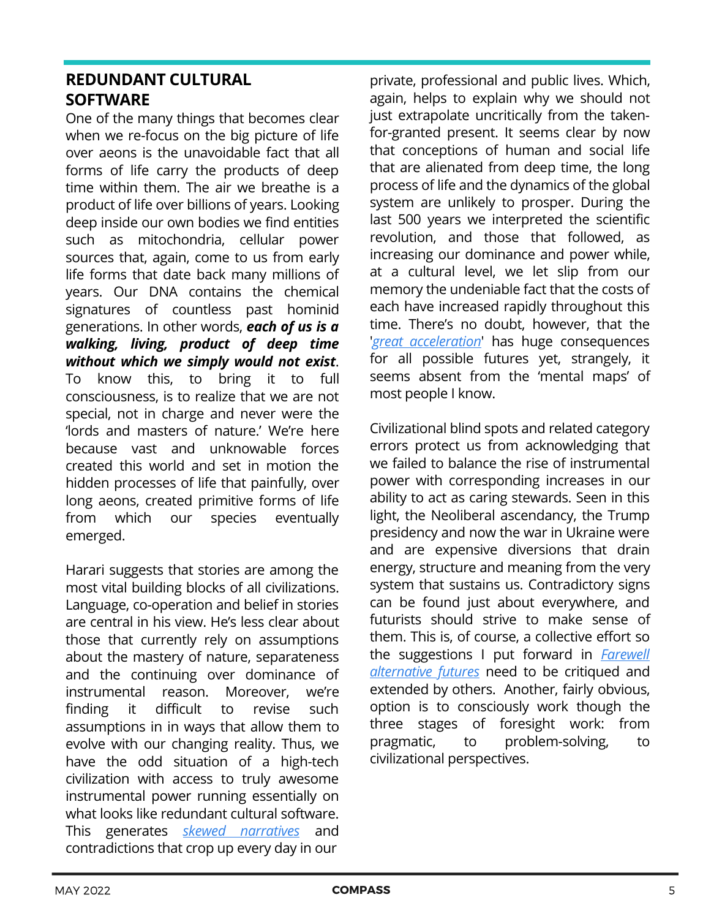## REDUNDANT CULTURAL SOFTWARE

One of the many things that becomes clear when we re-focus on the big picture of life over aeons is the unavoidable fact that all forms of life carry the products of deep time within them. The air we breathe is a product of life over billions of years. Looking deep inside our own bodies we find entities such as mitochondria, cellular power sources that, again, come to us from early life forms that date back many millions of years. Our DNA contains the chemical signatures of countless past hominid generations. In other words, ***each of us is a walking, living, product of deep time without which we simply would not exist***. To know this, to bring it to full consciousness, is to realize that we are not special, not in charge and never were the 'lords and masters of nature.' We're here because vast and unknowable forces created this world and set in motion the hidden processes of life that painfully, over long aeons, created primitive forms of life from which our species eventually emerged.

Harari suggests that stories are among the most vital building blocks of all civilizations. Language, co-operation and belief in stories are central in his view. He's less clear about those that currently rely on assumptions about the mastery of nature, separateness and the continuing over dominance of instrumental reason. Moreover, we're finding it difficult to revise such assumptions in in ways that allow them to evolve with our changing reality. Thus, we have the odd situation of a high-tech civilization with access to truly awesome instrumental power running essentially on what looks like redundant cultural software. This generates *skewed narratives* and contradictions that crop up every day in our private, professional and public lives. Which, again, helps to explain why we should not just extrapolate uncritically from the taken-for-granted present. It seems clear by now that conceptions of human and social life that are alienated from deep time, the long process of life and the dynamics of the global system are unlikely to prosper. During the last 500 years we interpreted the scientific revolution, and those that followed, as increasing our dominance and power while, at a cultural level, we let slip from our memory the undeniable fact that the costs of each have increased rapidly throughout this time. There's no doubt, however, that the '*great acceleration*' has huge consequences for all possible futures yet, strangely, it seems absent from the 'mental maps' of most people I know.

Civilizational blind spots and related category errors protect us from acknowledging that we failed to balance the rise of instrumental power with corresponding increases in our ability to act as caring stewards. Seen in this light, the Neoliberal ascendancy, the Trump presidency and now the war in Ukraine were and are expensive diversions that drain energy, structure and meaning from the very system that sustains us. Contradictory signs can be found just about everywhere, and futurists should strive to make sense of them. This is, of course, a collective effort so the suggestions I put forward in *Farewell alternative futures* need to be critiqued and extended by others. Another, fairly obvious, option is to consciously work though the three stages of foresight work: from pragmatic, to problem-solving, to civilizational perspectives.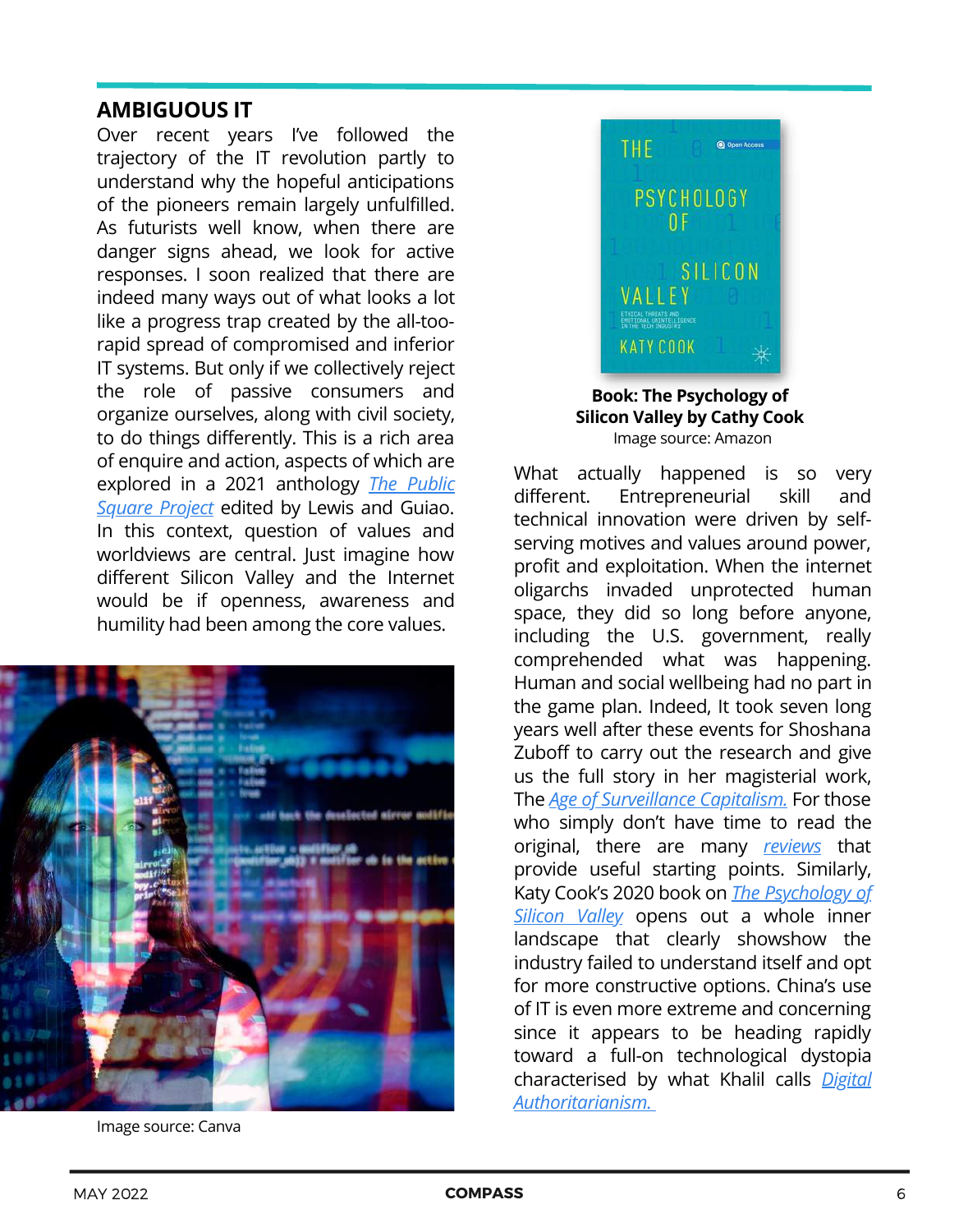## AMBIGUOUS IT

Over recent years I've followed the trajectory of the IT revolution partly to understand why the hopeful anticipations of the pioneers remain largely unfulfilled. As futurists well know, when there are danger signs ahead, we look for active responses. I soon realized that there are indeed many ways out of what looks a lot like a progress trap created by the all-too-rapid spread of compromised and inferior IT systems. But only if we collectively reject the role of passive consumers and organize ourselves, along with civil society, to do things differently. This is a rich area of enquire and action, aspects of which are explored in a 2021 anthology *The Public Square Project* edited by Lewis and Guiao. In this context, question of values and worldviews are central. Just imagine how different Silicon Valley and the Internet would be if openness, awareness and humility had been among the core values.

Image source: Canva

**Book: The Psychology of Silicon Valley by Cathy Cook**
Image source: Amazon

What actually happened is so very different. Entrepreneurial skill and technical innovation were driven by self-serving motives and values around power, profit and exploitation. When the internet oligarchs invaded unprotected human space, they did so long before anyone, including the U.S. government, really comprehended what was happening. Human and social wellbeing had no part in the game plan. Indeed, It took seven long years well after these events for Shoshana Zuboff to carry out the research and give us the full story in her magisterial work, The *Age of Surveillance Capitalism.* For those who simply don't have time to read the original, there are many *reviews* that provide useful starting points. Similarly, Katy Cook's 2020 book on *The Psychology of Silicon Valley* opens out a whole inner landscape that clearly showshow the industry failed to understand itself and opt for more constructive options. China's use of IT is even more extreme and concerning since it appears to be heading rapidly toward a full-on technological dystopia characterised by what Khalil calls *Digital Authoritarianism.*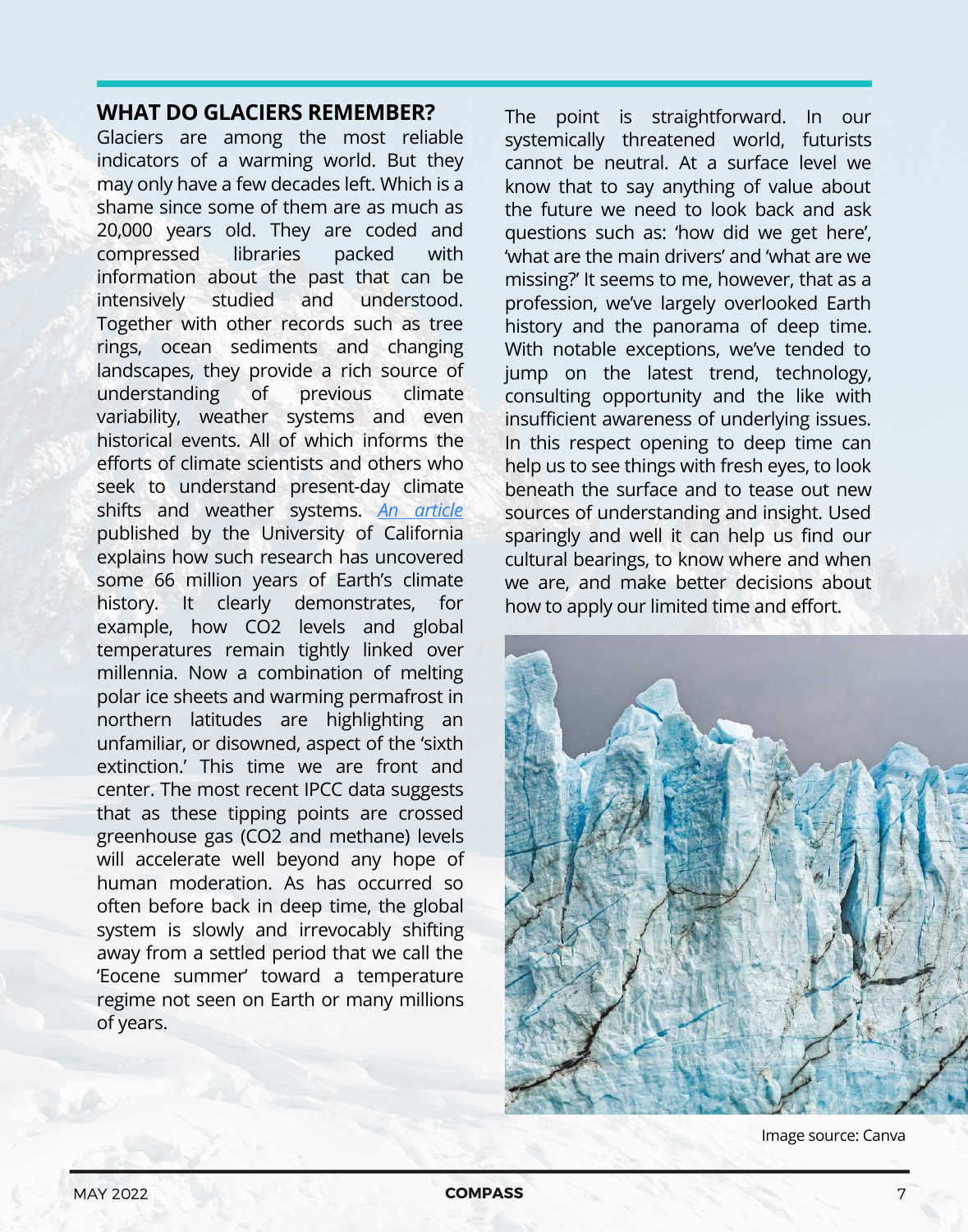## WHAT DO GLACIERS REMEMBER?

Glaciers are among the most reliable indicators of a warming world. But they may only have a few decades left. Which is a shame since some of them are as much as 20,000 years old. They are coded and compressed libraries packed with information about the past that can be intensively studied and understood. Together with other records such as tree rings, ocean sediments and changing landscapes, they provide a rich source of understanding of previous climate variability, weather systems and even historical events. All of which informs the efforts of climate scientists and others who seek to understand present-day climate shifts and weather systems. *An article* published by the University of California explains how such research has uncovered some 66 million years of Earth's climate history. It clearly demonstrates, for example, how $CO_2$ levels and global temperatures remain tightly linked over millennia. Now a combination of melting polar ice sheets and warming permafrost in northern latitudes are highlighting an unfamiliar, or disowned, aspect of the 'sixth extinction.' This time we are front and center. The most recent IPCC data suggests that as these tipping points are crossed greenhouse gas ($CO_2$ and methane) levels will accelerate well beyond any hope of human moderation. As has occurred so often before back in deep time, the global system is slowly and irrevocably shifting away from a settled period that we call the 'Eocene summer' toward a temperature regime not seen on Earth or many millions of years.

The point is straightforward. In our systemically threatened world, futurists cannot be neutral. At a surface level we know that to say anything of value about the future we need to look back and ask questions such as: 'how did we get here', 'what are the main drivers' and 'what are we missing?' It seems to me, however, that as a profession, we've largely overlooked Earth history and the panorama of deep time. With notable exceptions, we've tended to jump on the latest trend, technology, consulting opportunity and the like with insufficient awareness of underlying issues. In this respect opening to deep time can help us to see things with fresh eyes, to look beneath the surface and to tease out new sources of understanding and insight. Used sparingly and well it can help us find our cultural bearings, to know where and when we are, and make better decisions about how to apply our limited time and effort.

Image source: Canva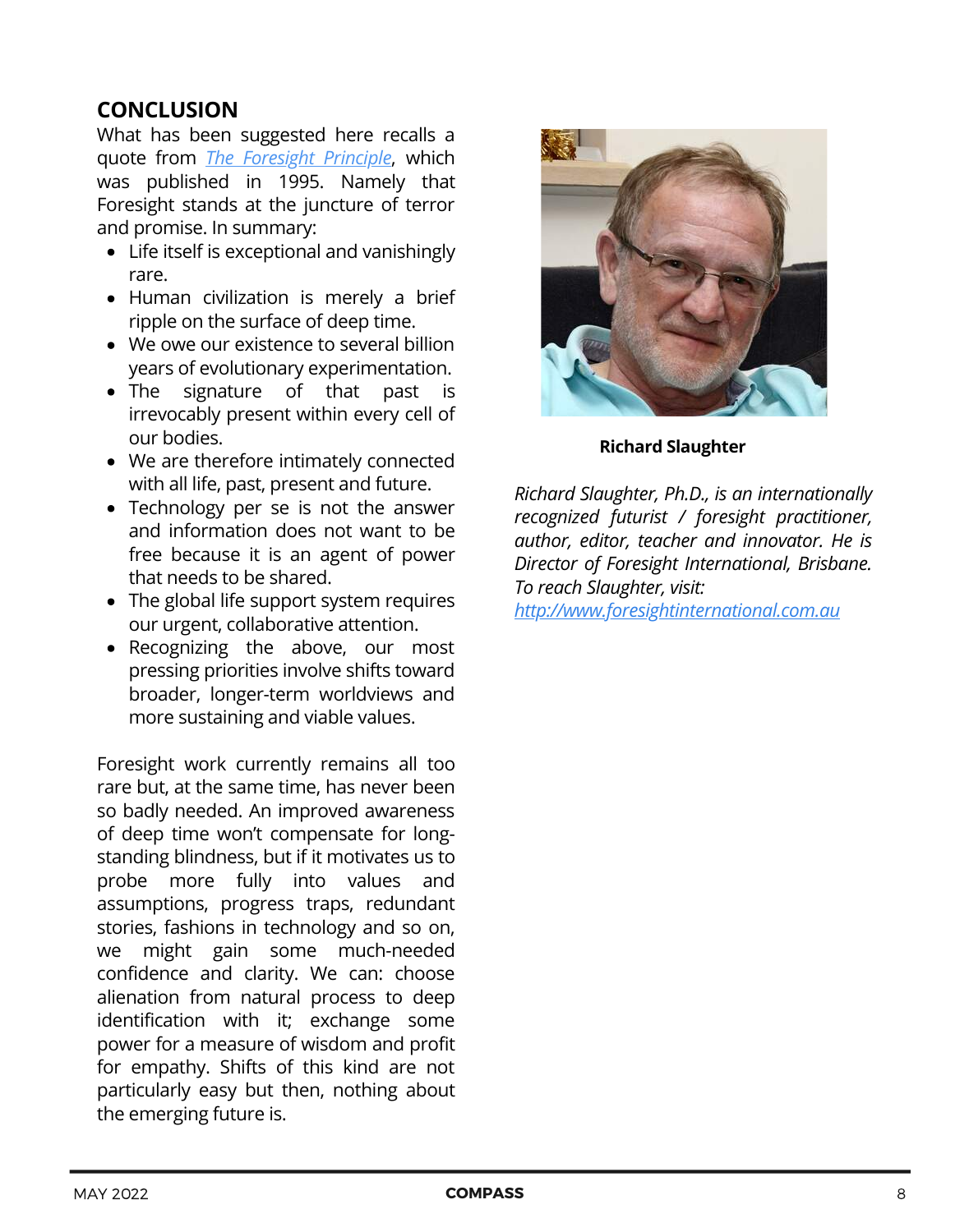## CONCLUSION

What has been suggested here recalls a quote from *The Foresight Principle*, which was published in 1995. Namely that Foresight stands at the juncture of terror and promise. In summary:

- Life itself is exceptional and vanishingly rare.
- Human civilization is merely a brief ripple on the surface of deep time.
- We owe our existence to several billion years of evolutionary experimentation.
- The signature of that past is irrevocably present within every cell of our bodies.
- We are therefore intimately connected with all life, past, present and future.
- Technology per se is not the answer and information does not want to be free because it is an agent of power that needs to be shared.
- The global life support system requires our urgent, collaborative attention.
- Recognizing the above, our most pressing priorities involve shifts toward broader, longer-term worldviews and more sustaining and viable values.

Foresight work currently remains all too rare but, at the same time, has never been so badly needed. An improved awareness of deep time won't compensate for long-standing blindness, but if it motivates us to probe more fully into values and assumptions, progress traps, redundant stories, fashions in technology and so on, we might gain some much-needed confidence and clarity. We can: choose alienation from natural process to deep identification with it; exchange some power for a measure of wisdom and profit for empathy. Shifts of this kind are not particularly easy but then, nothing about the emerging future is.

**Richard Slaughter**

*Richard Slaughter, Ph.D., is an internationally recognized futurist / foresight practitioner, author, editor, teacher and innovator. He is Director of Foresight International, Brisbane. To reach Slaughter, visit:* *http://www.foresightinternational.com.au*